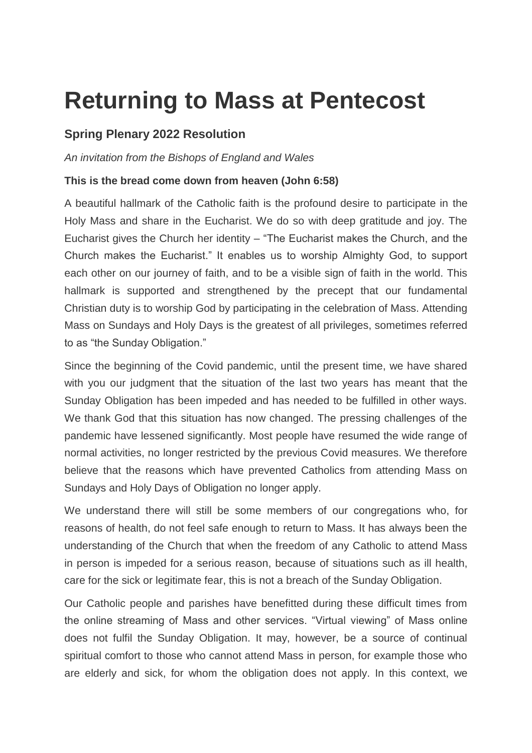# Returning to Mass at Pentecost

## Spring Plenary 2022 Resolution

*An invitation from the Bishops of England and Wales*

**This is the bread come down from heaven (John 6:58)**

A beautiful hallmark of the Catholic faith is the profound desire to participate in the Holy Mass and share in the Eucharist. We do so with deep gratitude and joy. The Eucharist gives the Church her identity – "The Eucharist makes the Church, and the Church makes the Eucharist." It enables us to worship Almighty God, to support each other on our journey of faith, and to be a visible sign of faith in the world. This hallmark is supported and strengthened by the precept that our fundamental Christian duty is to worship God by participating in the celebration of Mass. Attending Mass on Sundays and Holy Days is the greatest of all privileges, sometimes referred to as "the Sunday Obligation."

Since the beginning of the Covid pandemic, until the present time, we have shared with you our judgment that the situation of the last two years has meant that the Sunday Obligation has been impeded and has needed to be fulfilled in other ways. We thank God that this situation has now changed. The pressing challenges of the pandemic have lessened significantly. Most people have resumed the wide range of normal activities, no longer restricted by the previous Covid measures. We therefore believe that the reasons which have prevented Catholics from attending Mass on Sundays and Holy Days of Obligation no longer apply.

We understand there will still be some members of our congregations who, for reasons of health, do not feel safe enough to return to Mass. It has always been the understanding of the Church that when the freedom of any Catholic to attend Mass in person is impeded for a serious reason, because of situations such as ill health, care for the sick or legitimate fear, this is not a breach of the Sunday Obligation.

Our Catholic people and parishes have benefitted during these difficult times from the online streaming of Mass and other services. "Virtual viewing" of Mass online does not fulfil the Sunday Obligation. It may, however, be a source of continual spiritual comfort to those who cannot attend Mass in person, for example those who are elderly and sick, for whom the obligation does not apply. In this context, we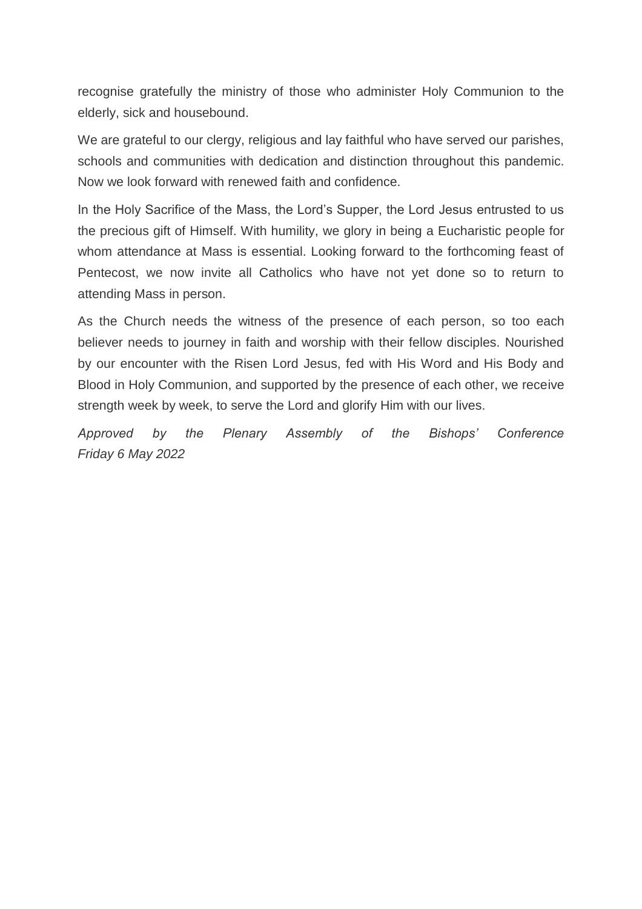recognise gratefully the ministry of those who administer Holy Communion to the elderly, sick and housebound.

We are grateful to our clergy, religious and lay faithful who have served our parishes, schools and communities with dedication and distinction throughout this pandemic. Now we look forward with renewed faith and confidence.

In the Holy Sacrifice of the Mass, the Lord's Supper, the Lord Jesus entrusted to us the precious gift of Himself. With humility, we glory in being a Eucharistic people for whom attendance at Mass is essential. Looking forward to the forthcoming feast of Pentecost, we now invite all Catholics who have not yet done so to return to attending Mass in person.

As the Church needs the witness of the presence of each person, so too each believer needs to journey in faith and worship with their fellow disciples. Nourished by our encounter with the Risen Lord Jesus, fed with His Word and His Body and Blood in Holy Communion, and supported by the presence of each other, we receive strength week by week, to serve the Lord and glorify Him with our lives.

*Approved by the Plenary Assembly of the Bishops' Conference Friday 6 May 2022*